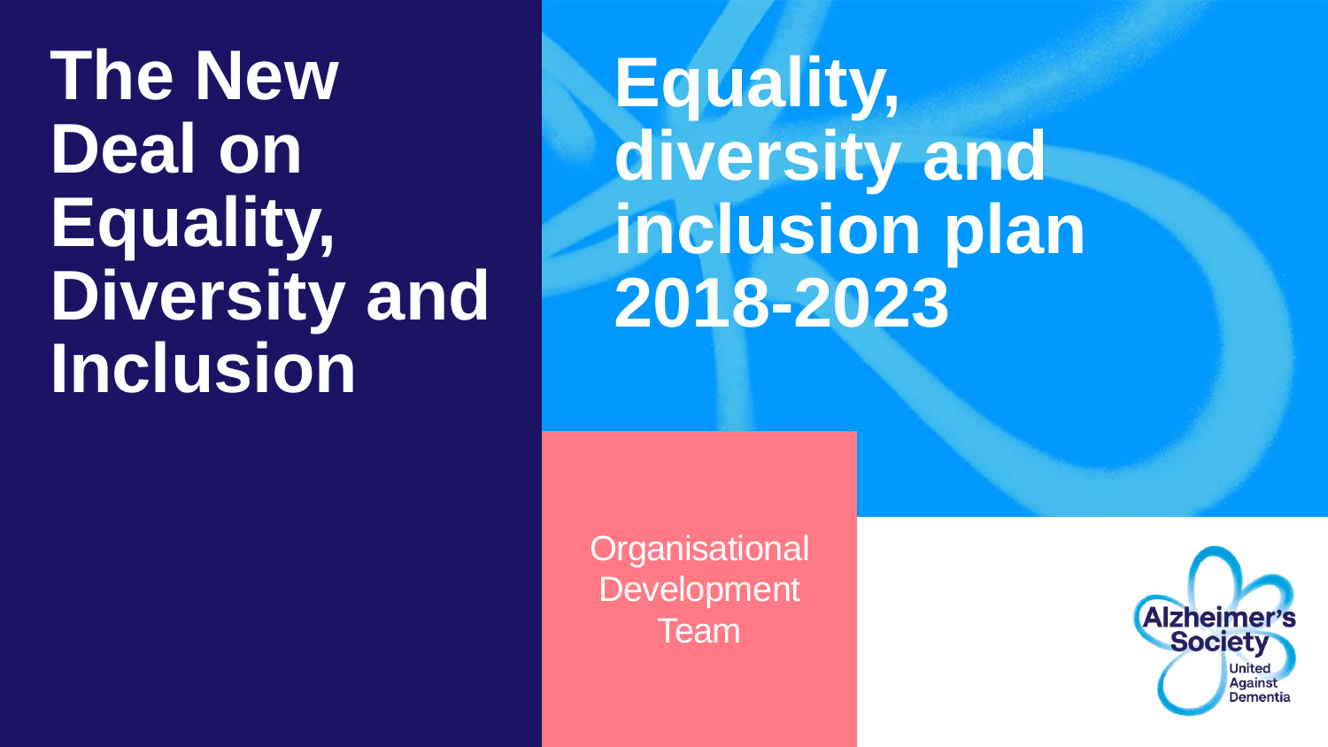# The New Deal on Equality, Diversity and Inclusion

## Equality, diversity and inclusion plan 2018-2023

Organisational Development Team

Alzheimer's Society

United Against Dementia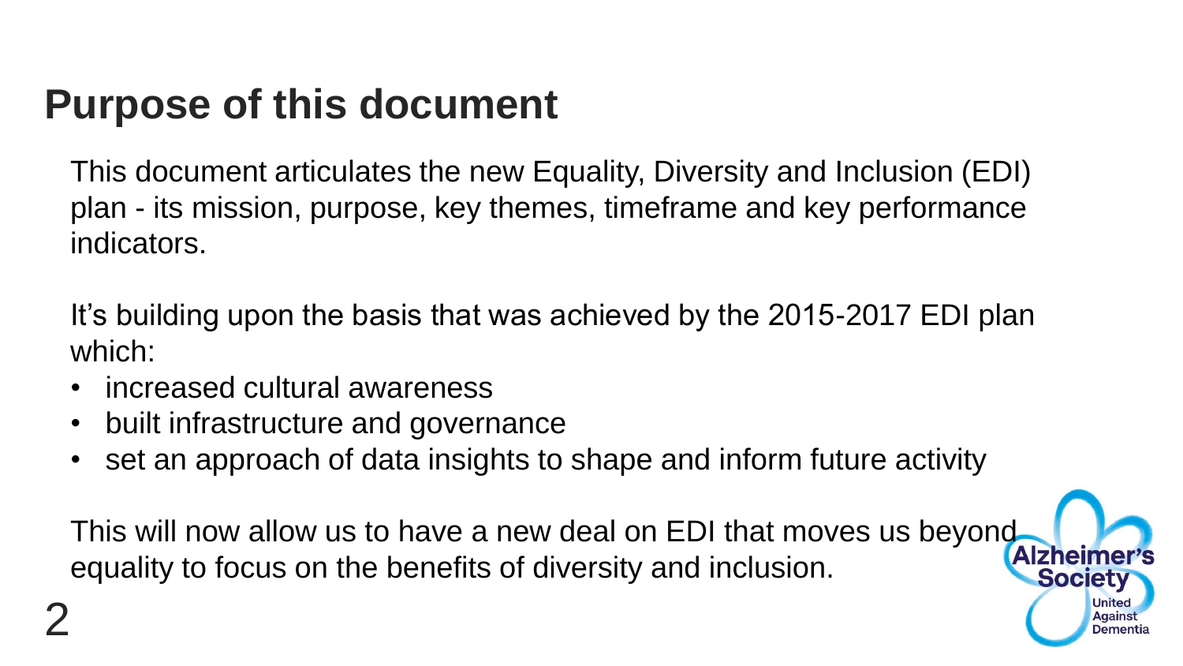# Purpose of this document

This document articulates the new Equality, Diversity and Inclusion (EDI) plan - its mission, purpose, key themes, timeframe and key performance indicators.

It's building upon the basis that was achieved by the 2015-2017 EDI plan which:

- increased cultural awareness
- built infrastructure and governance
- set an approach of data insights to shape and inform future activity

This will now allow us to have a new deal on EDI that moves us beyond equality to focus on the benefits of diversity and inclusion.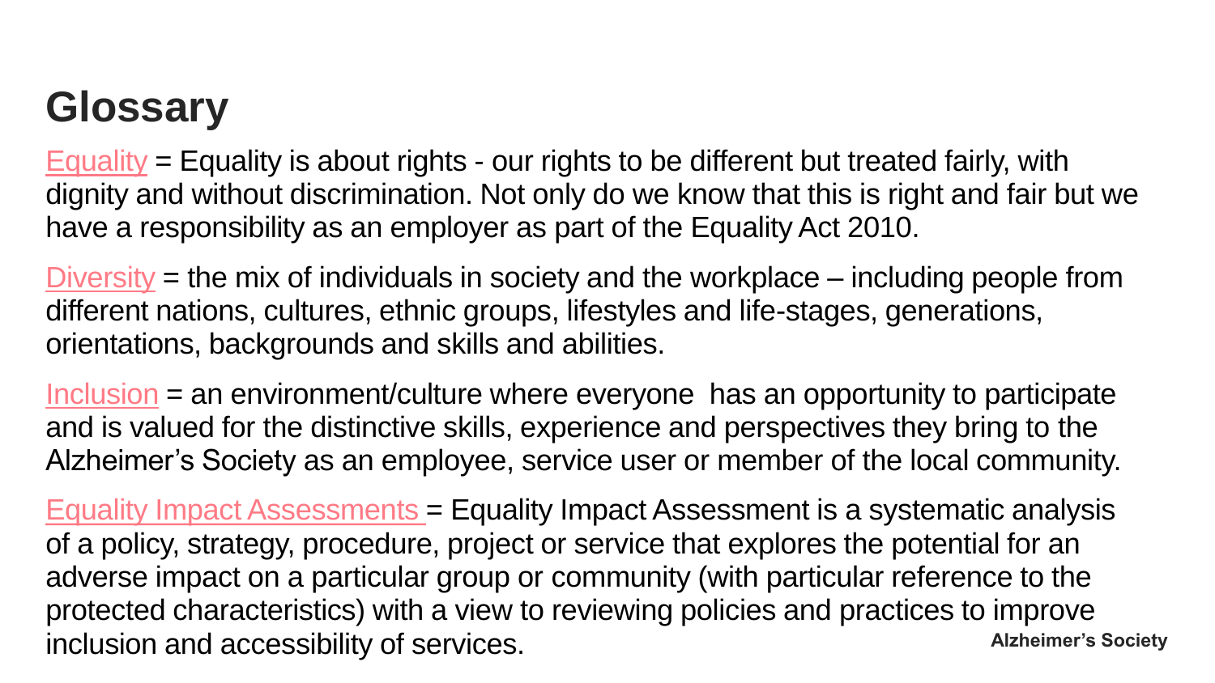# Glossary

Equality = Equality is about rights - our rights to be different but treated fairly, with dignity and without discrimination. Not only do we know that this is right and fair but we have a responsibility as an employer as part of the Equality Act 2010.

Diversity = the mix of individuals in society and the workplace – including people from different nations, cultures, ethnic groups, lifestyles and life-stages, generations, orientations, backgrounds and skills and abilities.

Inclusion = an environment/culture where everyone has an opportunity to participate and is valued for the distinctive skills, experience and perspectives they bring to the Alzheimer's Society as an employee, service user or member of the local community.

Equality Impact Assessments = Equality Impact Assessment is a systematic analysis of a policy, strategy, procedure, project or service that explores the potential for an adverse impact on a particular group or community (with particular reference to the protected characteristics) with a view to reviewing policies and practices to improve inclusion and accessibility of services.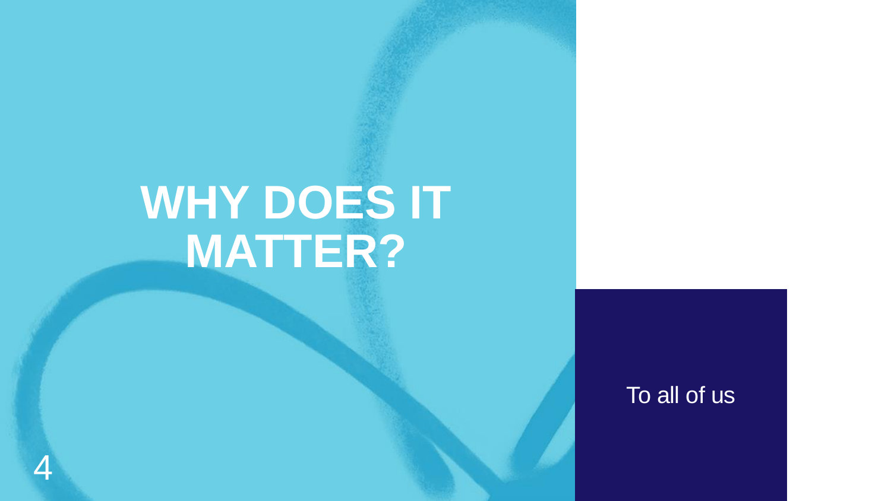# WHY DOES IT MATTER?

To all of us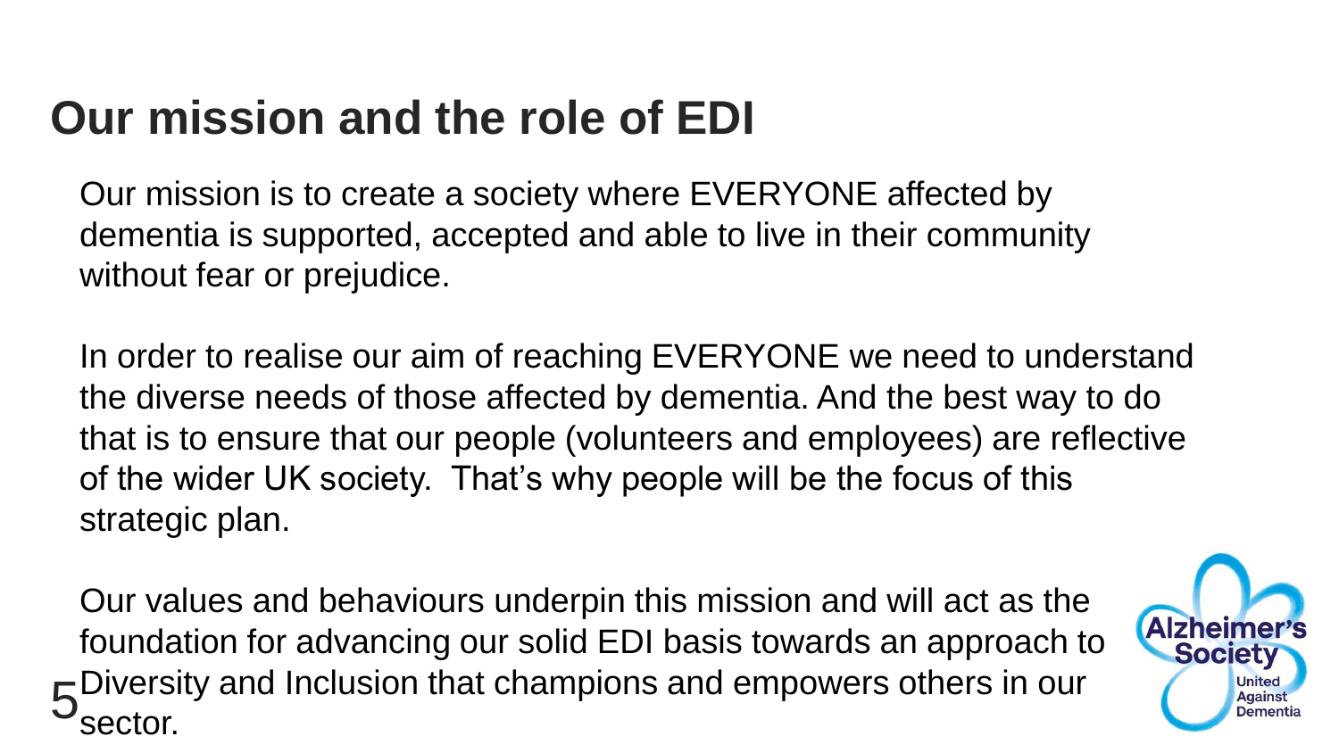# Our mission and the role of EDI

Our mission is to create a society where EVERYONE affected by dementia is supported, accepted and able to live in their community without fear or prejudice.

In order to realise our aim of reaching EVERYONE we need to understand the diverse needs of those affected by dementia. And the best way to do that is to ensure that our people (volunteers and employees) are reflective of the wider UK society. That's why people will be the focus of this strategic plan.

Our values and behaviours underpin this mission and will act as the foundation for advancing our solid EDI basis towards an approach to Diversity and Inclusion that champions and empowers others in our sector.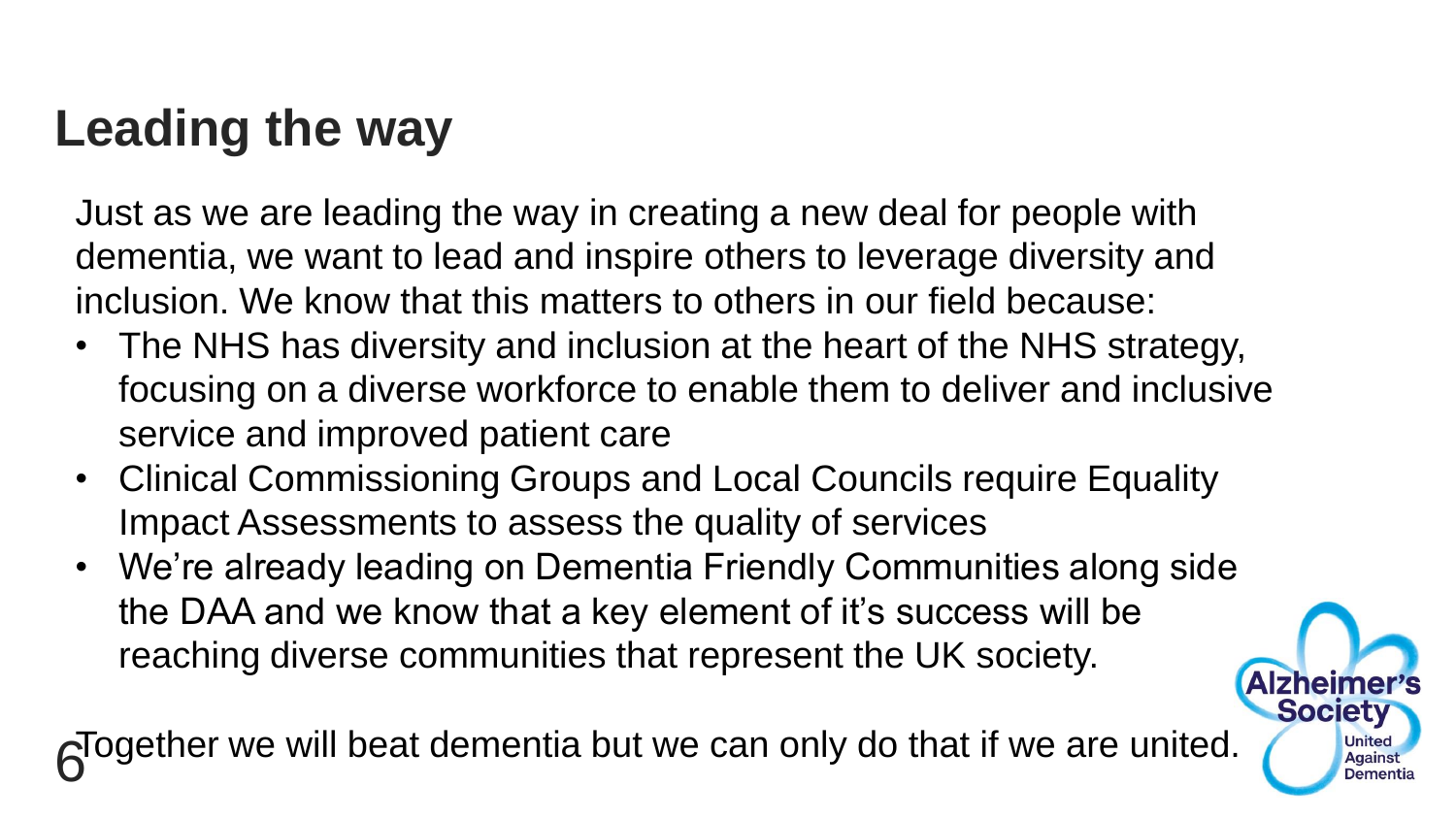# Leading the way

Just as we are leading the way in creating a new deal for people with dementia, we want to lead and inspire others to leverage diversity and inclusion. We know that this matters to others in our field because:

- The NHS has diversity and inclusion at the heart of the NHS strategy, focusing on a diverse workforce to enable them to deliver and inclusive service and improved patient care
- Clinical Commissioning Groups and Local Councils require Equality Impact Assessments to assess the quality of services
- We're already leading on Dementia Friendly Communities along side the DAA and we know that a key element of it's success will be reaching diverse communities that represent the UK society.

Together we will beat dementia but we can only do that if we are united.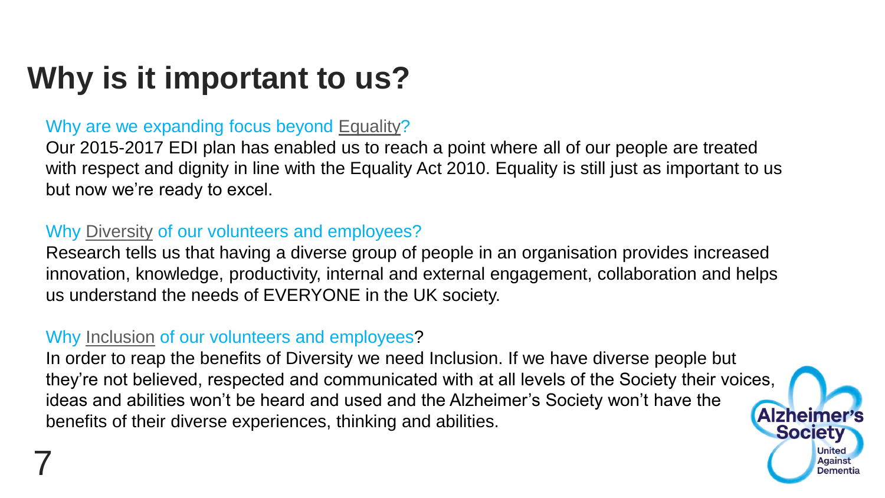# Why is it important to us?

Why are we expanding focus beyond Equality?

Our 2015-2017 EDI plan has enabled us to reach a point where all of our people are treated with respect and dignity in line with the Equality Act 2010. Equality is still just as important to us but now we're ready to excel.

Why Diversity of our volunteers and employees?

Research tells us that having a diverse group of people in an organisation provides increased innovation, knowledge, productivity, internal and external engagement, collaboration and helps us understand the needs of EVERYONE in the UK society.

Why Inclusion of our volunteers and employees?

In order to reap the benefits of Diversity we need Inclusion. If we have diverse people but they're not believed, respected and communicated with at all levels of the Society their voices, ideas and abilities won't be heard and used and the Alzheimer's Society won't have the benefits of their diverse experiences, thinking and abilities.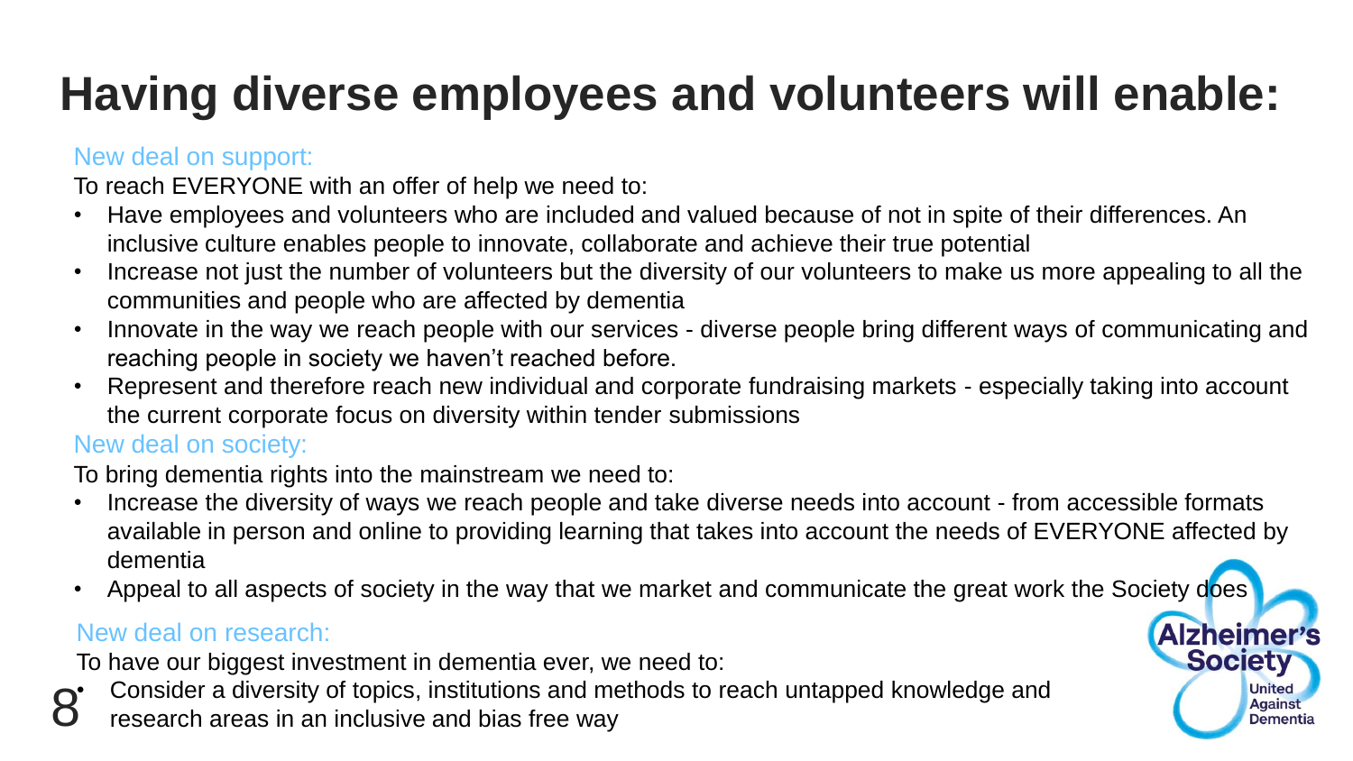# Having diverse employees and volunteers will enable:

### New deal on support:

To reach EVERYONE with an offer of help we need to:

- Have employees and volunteers who are included and valued because of not in spite of their differences. An inclusive culture enables people to innovate, collaborate and achieve their true potential
- Increase not just the number of volunteers but the diversity of our volunteers to make us more appealing to all the communities and people who are affected by dementia
- Innovate in the way we reach people with our services - diverse people bring different ways of communicating and reaching people in society we haven't reached before.
- Represent and therefore reach new individual and corporate fundraising markets - especially taking into account the current corporate focus on diversity within tender submissions

### New deal on society:

To bring dementia rights into the mainstream we need to:

- Increase the diversity of ways we reach people and take diverse needs into account - from accessible formats available in person and online to providing learning that takes into account the needs of EVERYONE affected by dementia
- Appeal to all aspects of society in the way that we market and communicate the great work the Society does

### New deal on research:

To have our biggest investment in dementia ever, we need to:

- Consider a diversity of topics, institutions and methods to reach untapped knowledge and research areas in an inclusive and bias free way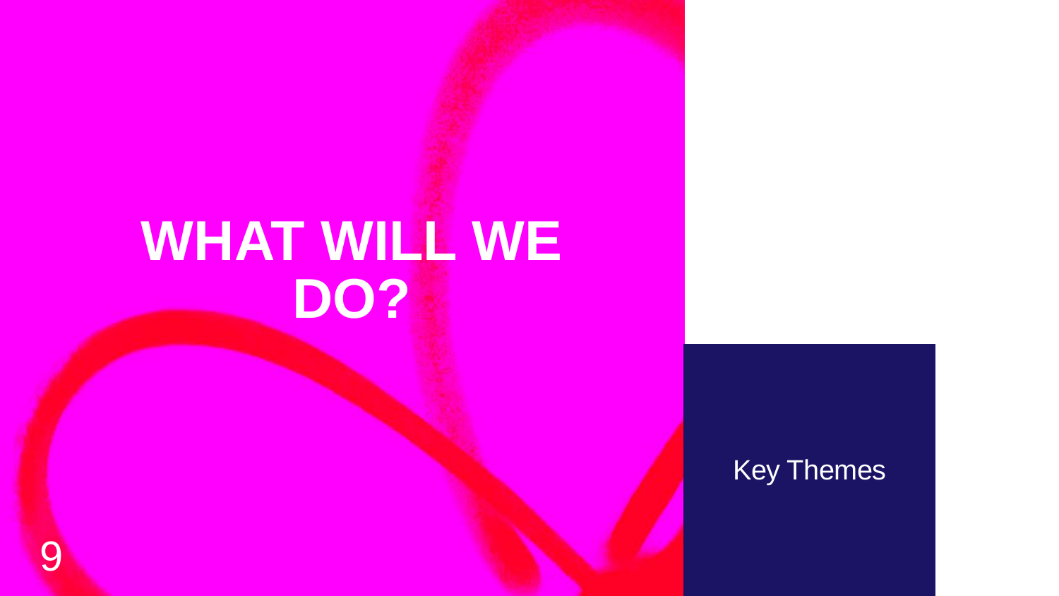# WHAT WILL WE DO?

Key Themes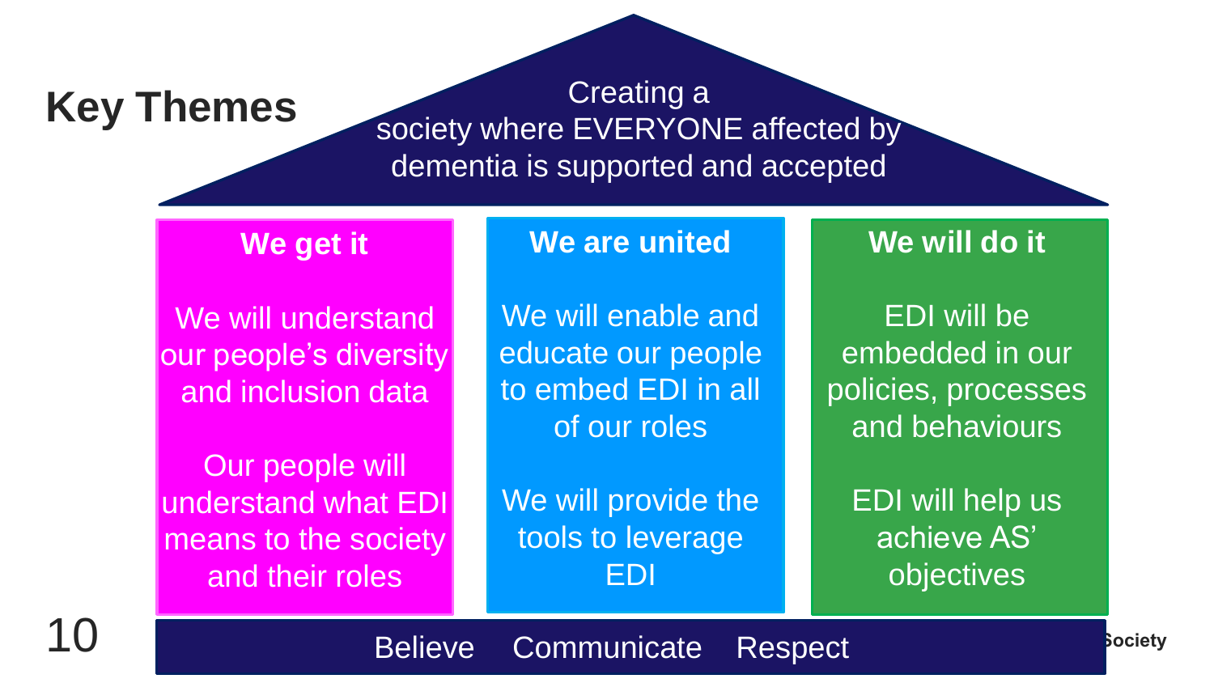# Key Themes

Creating a society where EVERYONE affected by dementia is supported and accepted

## We get it

We will understand our people's diversity and inclusion data

Our people will understand what EDI means to the society and their roles

## We are united

We will enable and educate our people to embed EDI in all of our roles

We will provide the tools to leverage EDI

## We will do it

EDI will be embedded in our policies, processes and behaviours

EDI will help us achieve AS' objectives

Believe Communicate Respect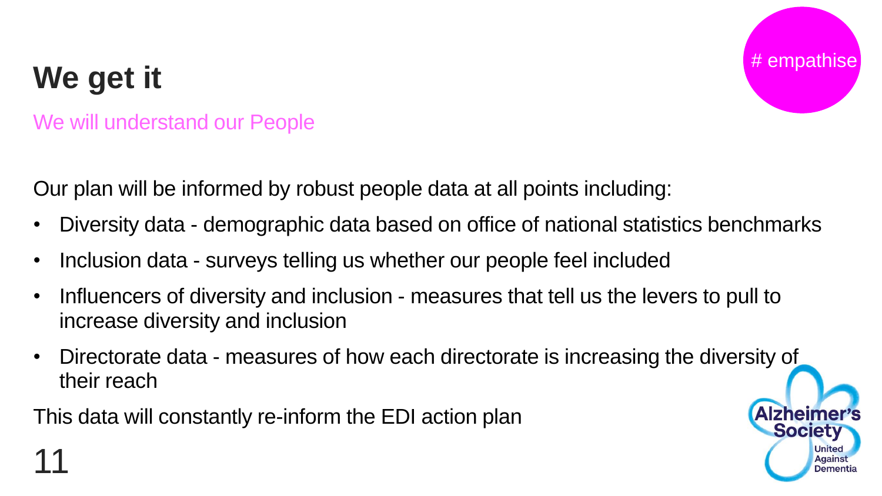# We get it

We will understand our People

# empathise

Our plan will be informed by robust people data at all points including:

- Diversity data - demographic data based on office of national statistics benchmarks
- Inclusion data - surveys telling us whether our people feel included
- Influencers of diversity and inclusion - measures that tell us the levers to pull to increase diversity and inclusion
- Directorate data - measures of how each directorate is increasing the diversity of their reach

This data will constantly re-inform the EDI action plan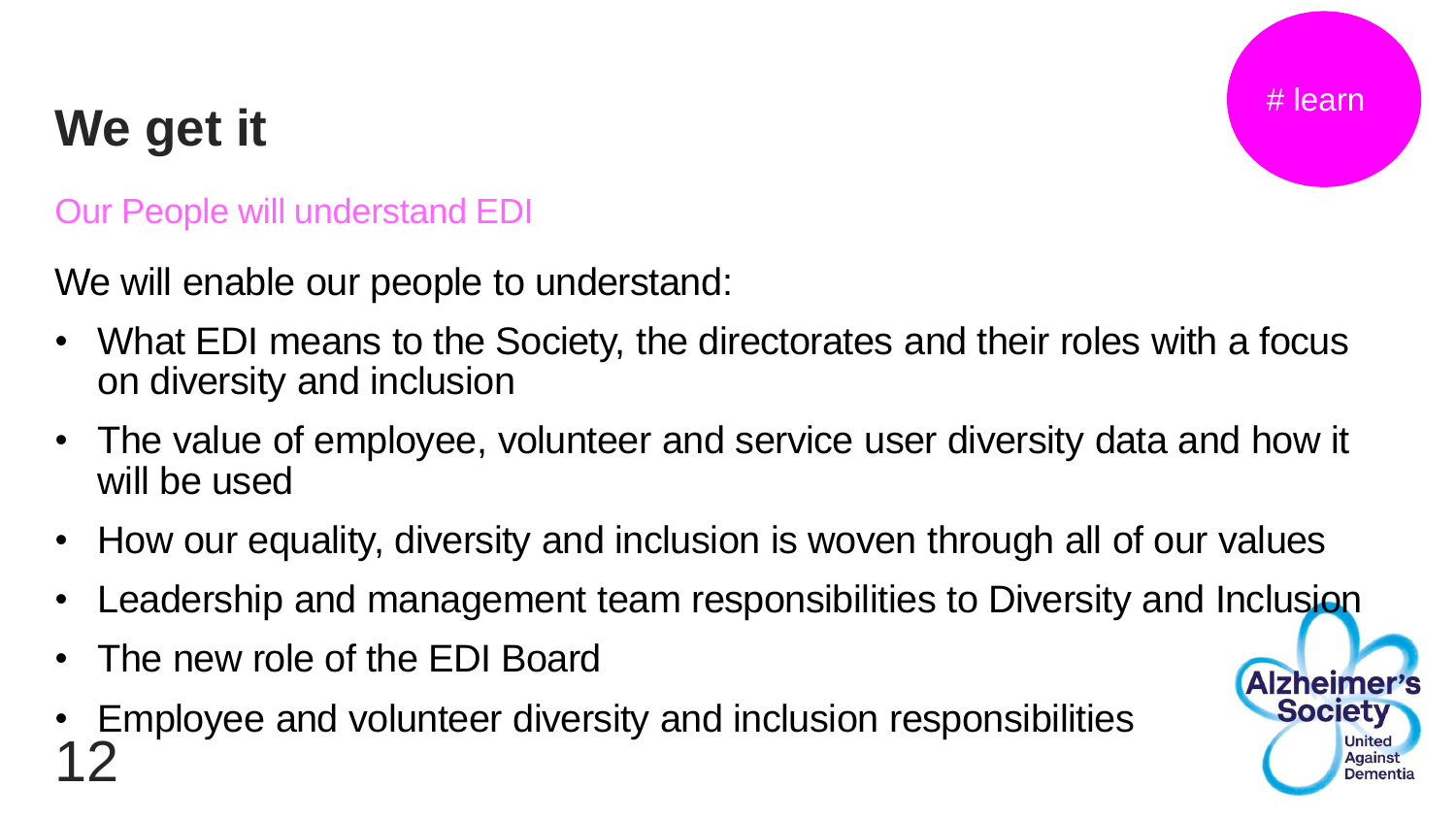# learn

# We get it

Our People will understand EDI

We will enable our people to understand:

- What EDI means to the Society, the directorates and their roles with a focus on diversity and inclusion
- The value of employee, volunteer and service user diversity data and how it will be used
- How our equality, diversity and inclusion is woven through all of our values
- Leadership and management team responsibilities to Diversity and Inclusion
- The new role of the EDI Board
- Employee and volunteer diversity and inclusion responsibilities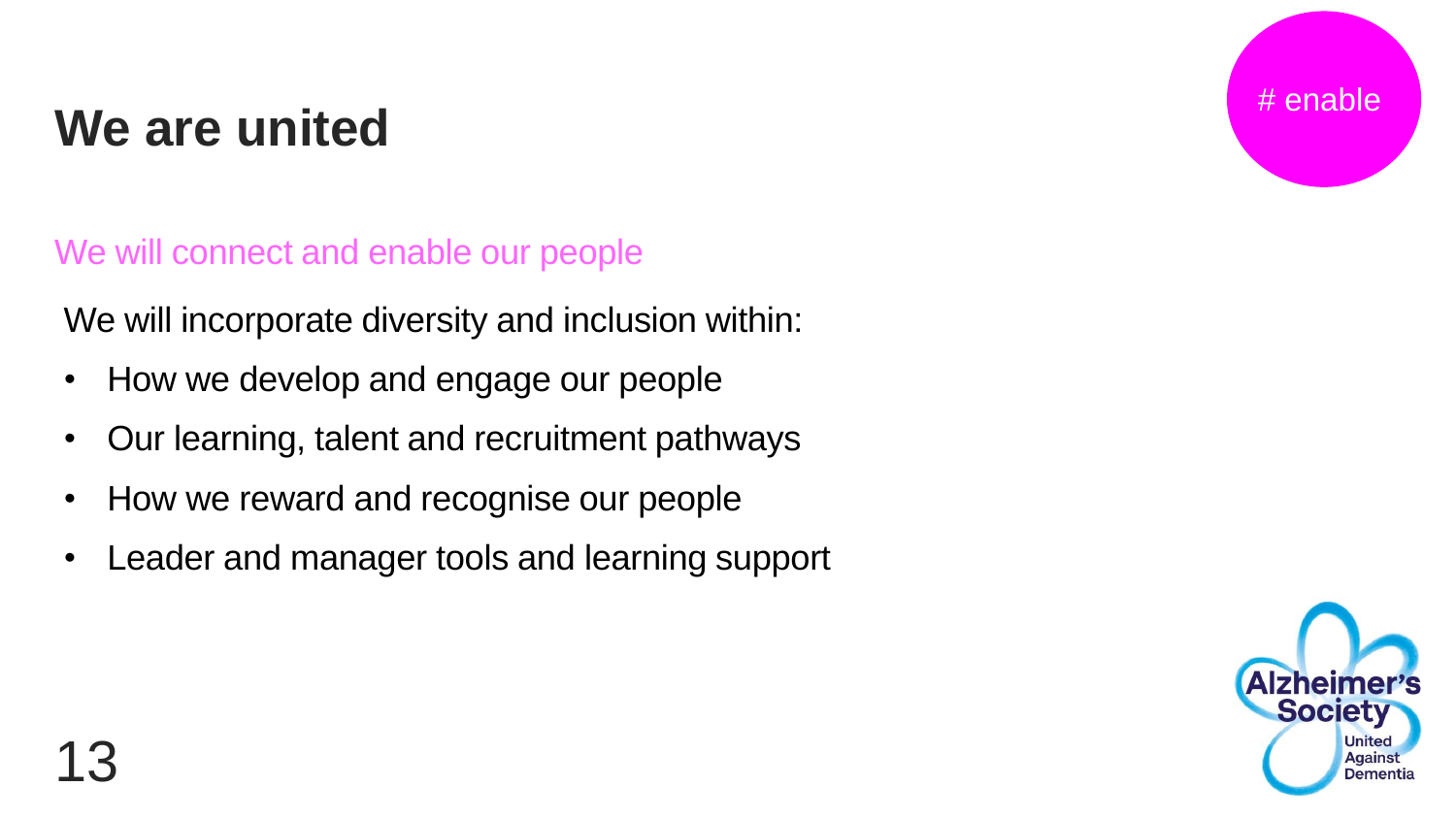# We are united

# enable

We will connect and enable our people

We will incorporate diversity and inclusion within:

- How we develop and engage our people
- Our learning, talent and recruitment pathways
- How we reward and recognise our people
- Leader and manager tools and learning support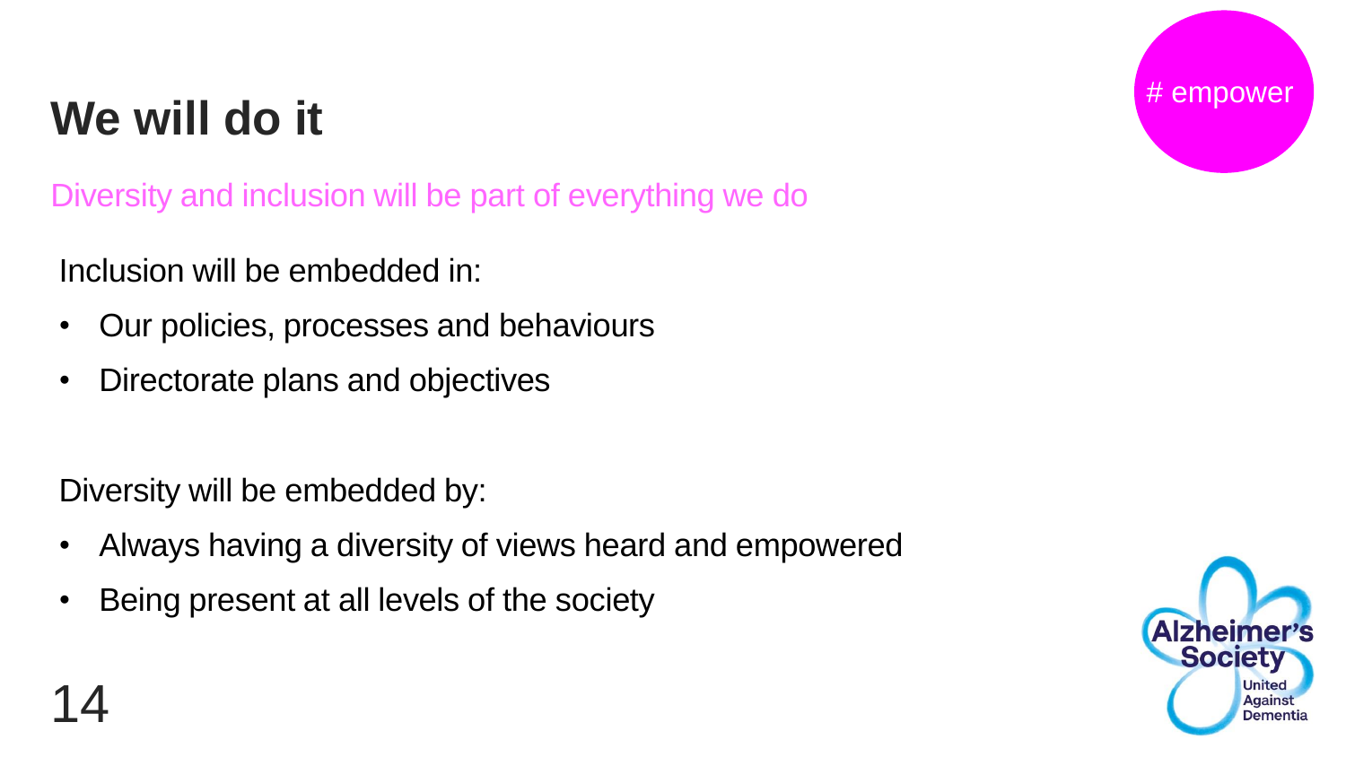# We will do it

# empower

Diversity and inclusion will be part of everything we do

Inclusion will be embedded in:

- Our policies, processes and behaviours
- Directorate plans and objectives

Diversity will be embedded by:

- Always having a diversity of views heard and empowered
- Being present at all levels of the society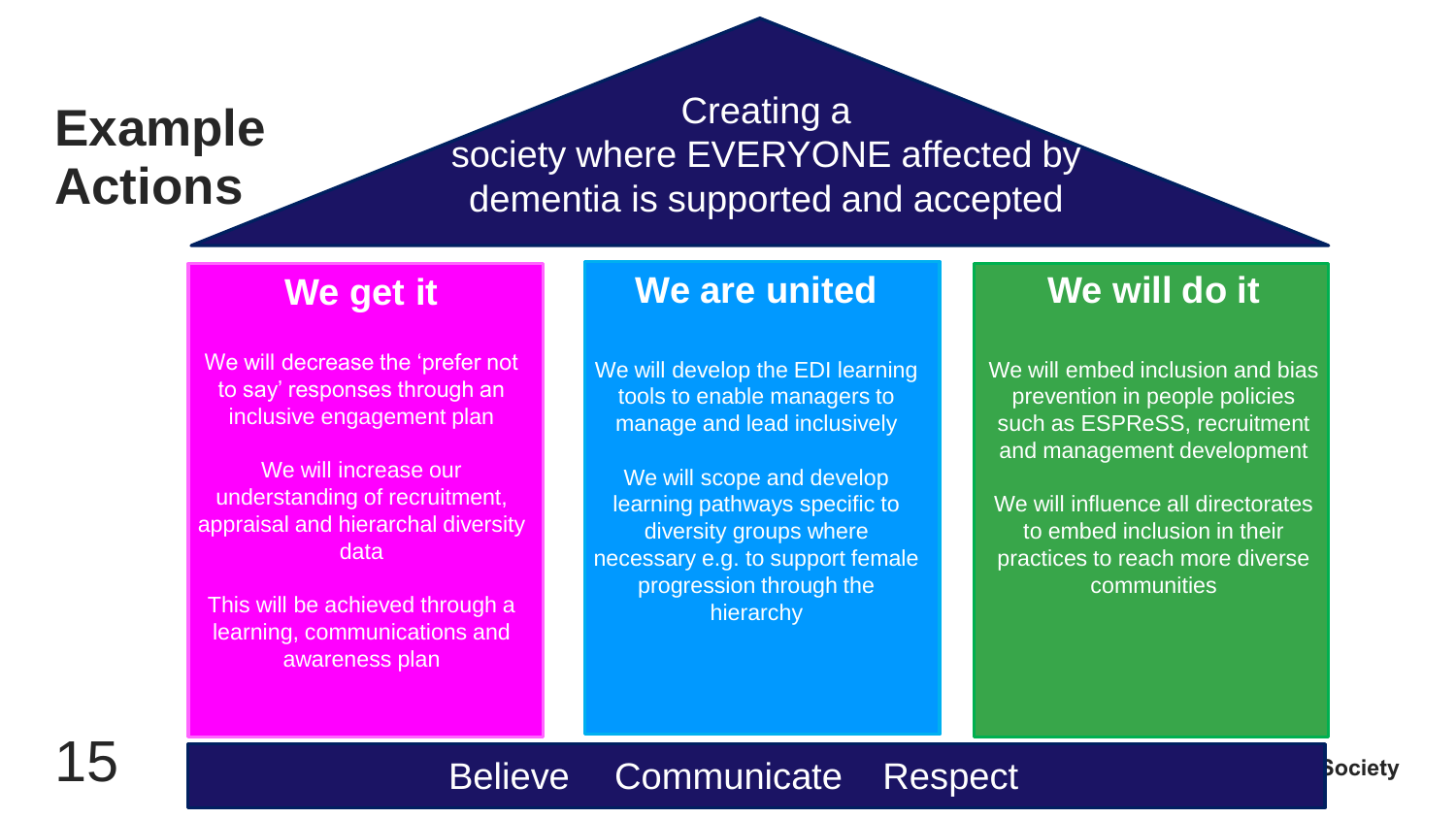# Example Actions

## Creating a society where EVERYONE affected by dementia is supported and accepted

### We get it

We will decrease the 'prefer not to say' responses through an inclusive engagement plan

We will increase our understanding of recruitment, appraisal and hierarchal diversity data

This will be achieved through a learning, communications and awareness plan

### We are united

We will develop the EDI learning tools to enable managers to manage and lead inclusively

We will scope and develop learning pathways specific to diversity groups where necessary e.g. to support female progression through the hierarchy

### We will do it

We will embed inclusion and bias prevention in people policies such as ESPReSS, recruitment and management development

We will influence all directorates to embed inclusion in their practices to reach more diverse communities

**Believe    Communicate    Respect**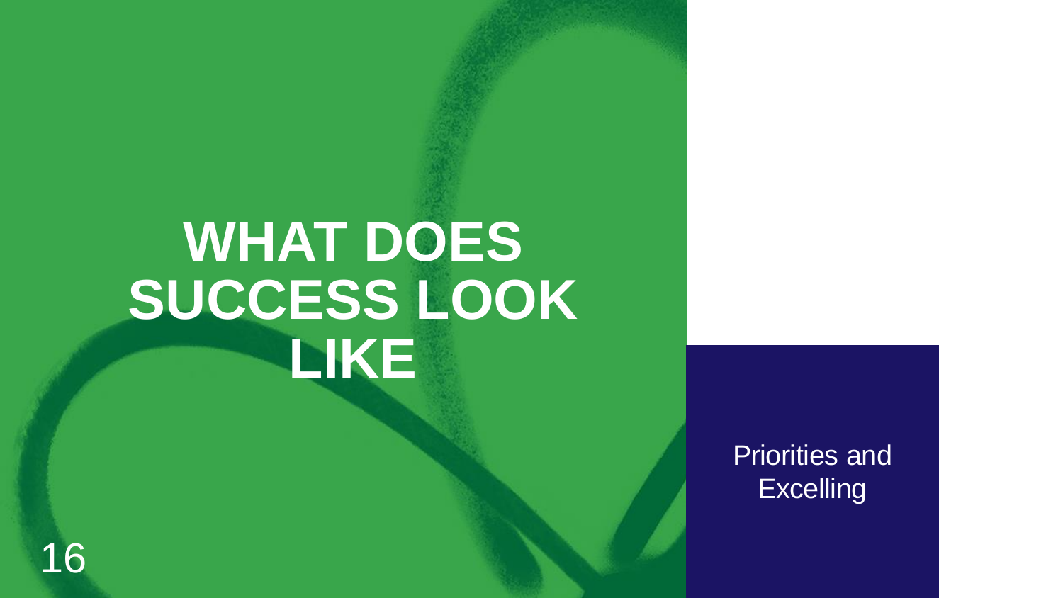# WHAT DOES SUCCESS LOOK LIKE

Priorities and Excelling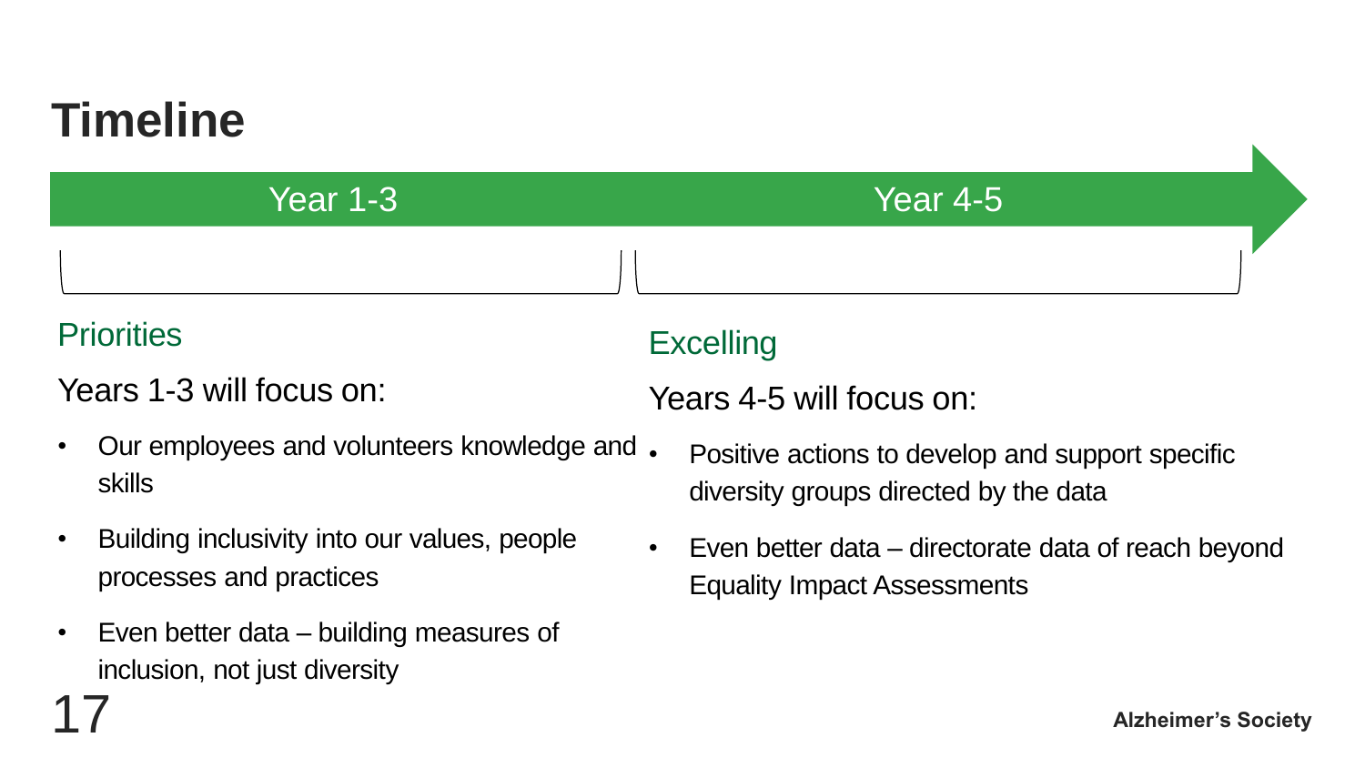# Timeline

Year 1-3 | Year 4-5

## Priorities

Years 1-3 will focus on:

- Our employees and volunteers knowledge and skills
- Building inclusivity into our values, people processes and practices
- Even better data – building measures of inclusion, not just diversity

## Excelling

Years 4-5 will focus on:

- Positive actions to develop and support specific diversity groups directed by the data
- Even better data – directorate data of reach beyond Equality Impact Assessments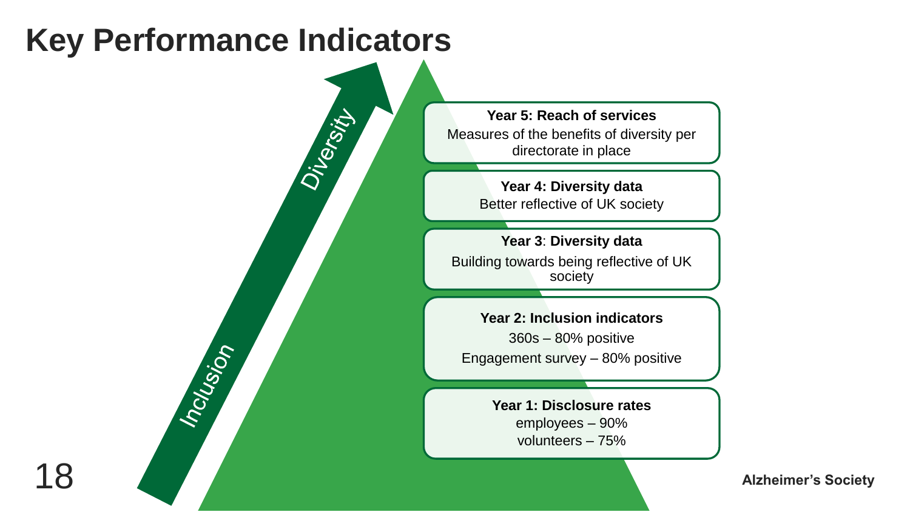# Key Performance Indicators

Inclusion → Diversity

**Year 5: Reach of services**
Measures of the benefits of diversity per directorate in place

**Year 4: Diversity data**
Better reflective of UK society

**Year 3**: **Diversity data**
Building towards being reflective of UK society

**Year 2: Inclusion indicators**
360s – 80% positive
Engagement survey – 80% positive

**Year 1: Disclosure rates**
employees – 90%
volunteers – 75%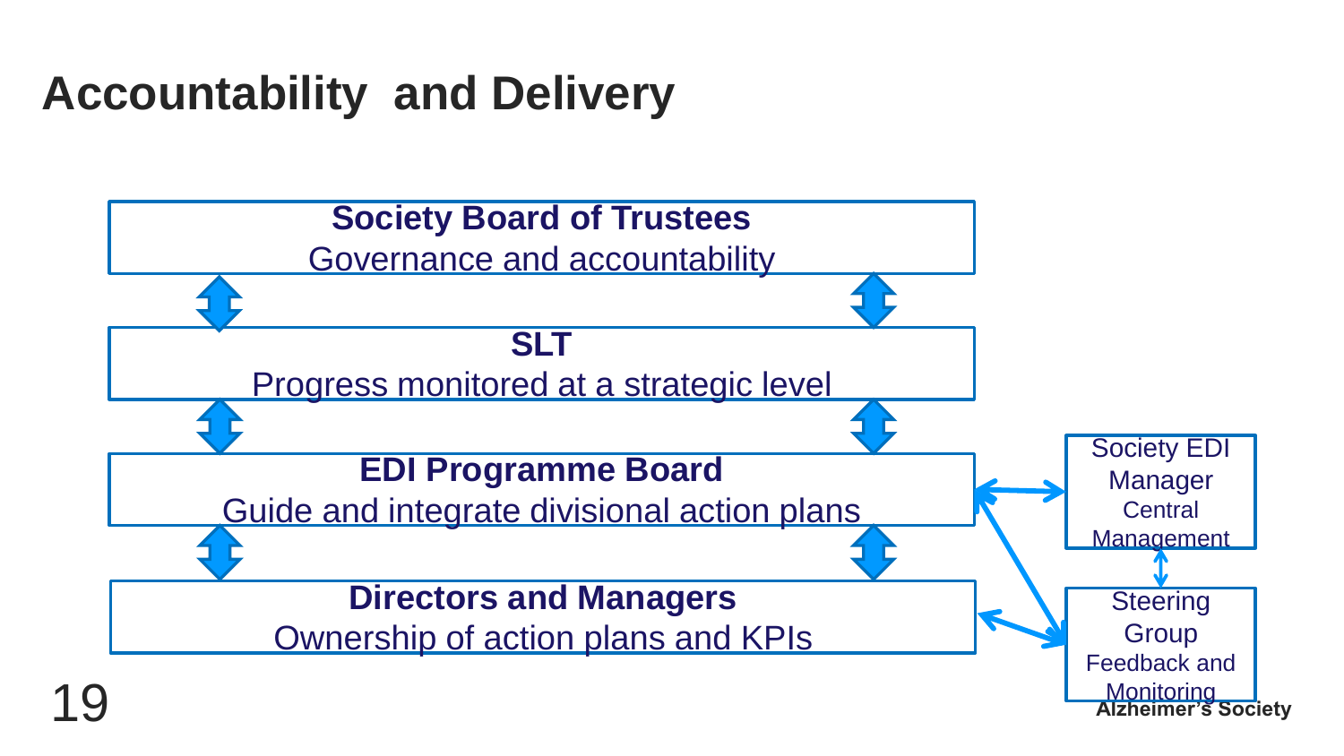# Accountability and Delivery

**Society Board of Trustees**
Governance and accountability

**SLT**
Progress monitored at a strategic level

**EDI Programme Board**
Guide and integrate divisional action plans

**Directors and Managers**
Ownership of action plans and KPIs

Society EDI Manager
Central Management

Steering Group
Feedback and Monitoring

Alzheimer's Society